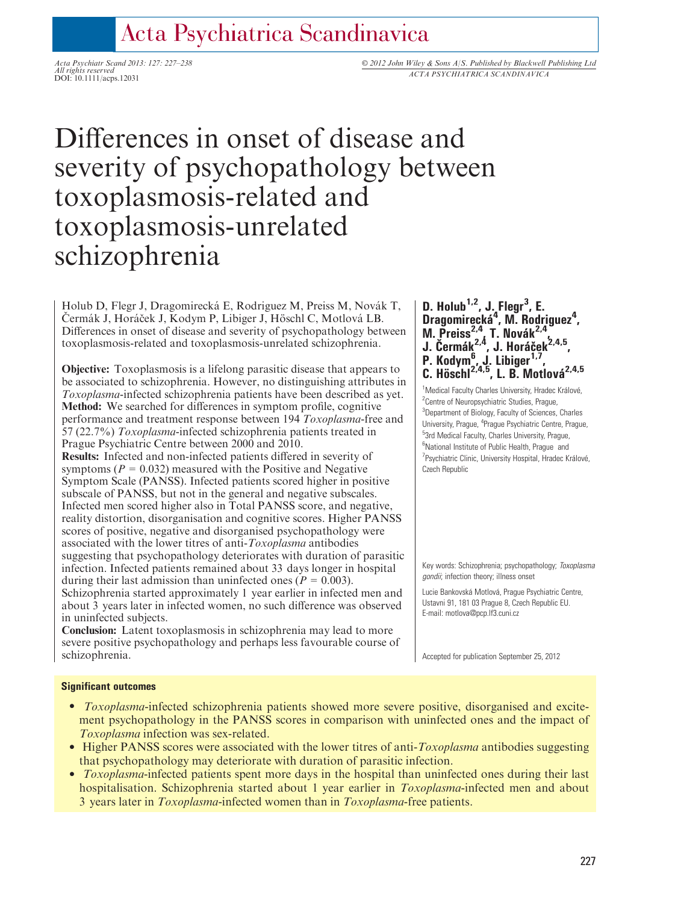# Differences in onset of disease and severity of psychopathology between toxoplasmosis-related and toxoplasmosis-unrelated schizophrenia

Holub D, Flegr J, Dragomirecká E, Rodriguez M, Preiss M, Novák T, Čermák J, Horáček J, Kodym P, Libiger J, Höschl C, Motlová LB. Differences in onset of disease and severity of psychopathology between toxoplasmosis-related and toxoplasmosis-unrelated schizophrenia.

**Objective:** Toxoplasmosis is a lifelong parasitic disease that appears to be associated to schizophrenia. However, no distinguishing attributes in *Toxoplasma*-infected schizophrenia patients have been described as yet.
**Method:** We searched for differences in symptom profile, cognitive performance and treatment response between 194 *Toxoplasma*-free and 57 (22.7%) *Toxoplasma*-infected schizophrenia patients treated in Prague Psychiatric Centre between 2000 and 2010.
**Results:** Infected and non-infected patients differed in severity of symptoms ($P = 0.032$) measured with the Positive and Negative Symptom Scale (PANSS). Infected patients scored higher in positive subscale of PANSS, but not in the general and negative subscales. Infected men scored higher also in Total PANSS score, and negative, reality distortion, disorganisation and cognitive scores. Higher PANSS scores of positive, negative and disorganised psychopathology were associated with the lower titres of anti-*Toxoplasma* antibodies suggesting that psychopathology deteriorates with duration of parasitic infection. Infected patients remained about 33 days longer in hospital during their last admission than uninfected ones ($P = 0.003$). Schizophrenia started approximately 1 year earlier in infected men and about 3 years later in infected women, no such difference was observed in uninfected subjects.
**Conclusion:** Latent toxoplasmosis in schizophrenia may lead to more severe positive psychopathology and perhaps less favourable course of schizophrenia.

**D. Holub[1,2], J. Flegr[3], E. Dragomirecká[4], M. Rodriguez[4], M. Preiss[2,4], T. Novák[2,4], J. Čermák[2,4], J. Horáček[2,4,5], P. Kodym[6], J. Libiger[1,7], C. Höschl[2,4,5], L. B. Motlová[2,4,5]**

[1]Medical Faculty Charles University, Hradec Králové, [2]Centre of Neuropsychiatric Studies, Prague, [3]Department of Biology, Faculty of Sciences, Charles University, Prague, [4]Prague Psychiatric Centre, Prague, [5]3rd Medical Faculty, Charles University, Prague, [6]National Institute of Public Health, Prague and [7]Psychiatric Clinic, University Hospital, Hradec Králové, Czech Republic

Key words: Schizophrenia; psychopathology; *Toxoplasma gondii*; infection theory; illness onset

Lucie Bankovská Motlová, Prague Psychiatric Centre, Ustavni 91, 181 03 Prague 8, Czech Republic EU.
E-mail: motlova@pcp.lf3.cuni.cz

Accepted for publication September 25, 2012

**Significant outcomes**

- *Toxoplasma*-infected schizophrenia patients showed more severe positive, disorganised and excitement psychopathology in the PANSS scores in comparison with uninfected ones and the impact of *Toxoplasma* infection was sex-related.
- Higher PANSS scores were associated with the lower titres of anti-*Toxoplasma* antibodies suggesting that psychopathology may deteriorate with duration of parasitic infection.
- *Toxoplasma*-infected patients spent more days in the hospital than uninfected ones during their last hospitalisation. Schizophrenia started about 1 year earlier in *Toxoplasma*-infected men and about 3 years later in *Toxoplasma*-infected women than in *Toxoplasma*-free patients.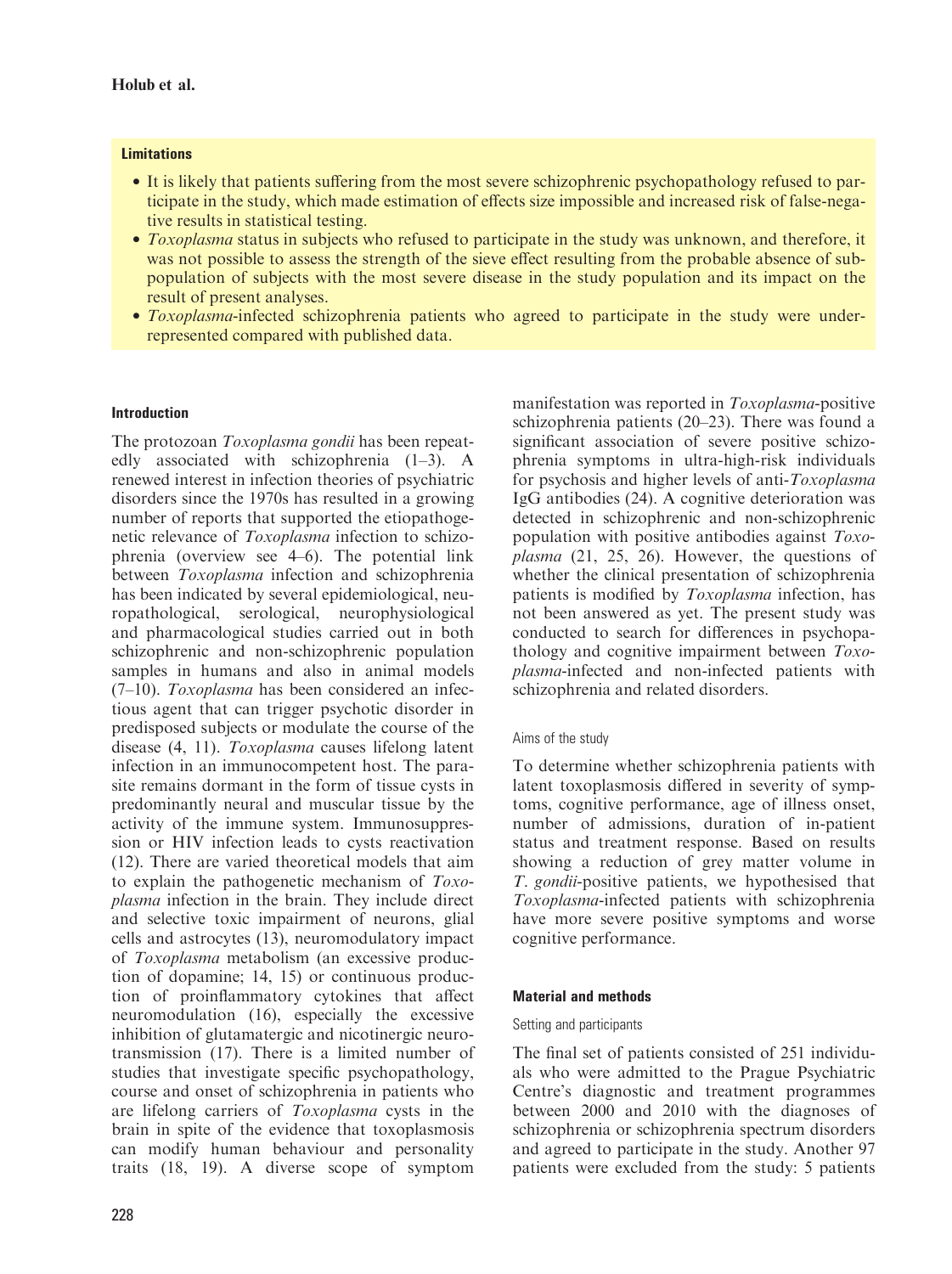**Limitations**

- It is likely that patients suffering from the most severe schizophrenic psychopathology refused to participate in the study, which made estimation of effects size impossible and increased risk of false-negative results in statistical testing.
- *Toxoplasma* status in subjects who refused to participate in the study was unknown, and therefore, it was not possible to assess the strength of the sieve effect resulting from the probable absence of subpopulation of subjects with the most severe disease in the study population and its impact on the result of present analyses.
- *Toxoplasma*-infected schizophrenia patients who agreed to participate in the study were underrepresented compared with published data.

## Introduction

The protozoan *Toxoplasma gondii* has been repeatedly associated with schizophrenia (1–3). A renewed interest in infection theories of psychiatric disorders since the 1970s has resulted in a growing number of reports that supported the etiopathogenetic relevance of *Toxoplasma* infection to schizophrenia (overview see 4–6). The potential link between *Toxoplasma* infection and schizophrenia has been indicated by several epidemiological, neuropathological, serological, neurophysiological and pharmacological studies carried out in both schizophrenic and non-schizophrenic population samples in humans and also in animal models (7–10). *Toxoplasma* has been considered an infectious agent that can trigger psychotic disorder in predisposed subjects or modulate the course of the disease (4, 11). *Toxoplasma* causes lifelong latent infection in an immunocompetent host. The parasite remains dormant in the form of tissue cysts in predominantly neural and muscular tissue by the activity of the immune system. Immunosuppression or HIV infection leads to cysts reactivation (12). There are varied theoretical models that aim to explain the pathogenetic mechanism of *Toxoplasma* infection in the brain. They include direct and selective toxic impairment of neurons, glial cells and astrocytes (13), neuromodulatory impact of *Toxoplasma* metabolism (an excessive production of dopamine; 14, 15) or continuous production of proinflammatory cytokines that affect neuromodulation (16), especially the excessive inhibition of glutamatergic and nicotinergic neurotransmission (17). There is a limited number of studies that investigate specific psychopathology, course and onset of schizophrenia in patients who are lifelong carriers of *Toxoplasma* cysts in the brain in spite of the evidence that toxoplasmosis can modify human behaviour and personality traits (18, 19). A diverse scope of symptom manifestation was reported in *Toxoplasma*-positive schizophrenia patients (20–23). There was found a significant association of severe positive schizophrenia symptoms in ultra-high-risk individuals for psychosis and higher levels of anti-*Toxoplasma* IgG antibodies (24). A cognitive deterioration was detected in schizophrenic and non-schizophrenic population with positive antibodies against *Toxoplasma* (21, 25, 26). However, the questions of whether the clinical presentation of schizophrenia patients is modified by *Toxoplasma* infection, has not been answered as yet. The present study was conducted to search for differences in psychopathology and cognitive impairment between *Toxoplasma*-infected and non-infected patients with schizophrenia and related disorders.

### Aims of the study

To determine whether schizophrenia patients with latent toxoplasmosis differed in severity of symptoms, cognitive performance, age of illness onset, number of admissions, duration of in-patient status and treatment response. Based on results showing a reduction of grey matter volume in *T. gondii*-positive patients, we hypothesised that *Toxoplasma*-infected patients with schizophrenia have more severe positive symptoms and worse cognitive performance.

## Material and methods

### Setting and participants

The final set of patients consisted of 251 individuals who were admitted to the Prague Psychiatric Centre's diagnostic and treatment programmes between 2000 and 2010 with the diagnoses of schizophrenia or schizophrenia spectrum disorders and agreed to participate in the study. Another 97 patients were excluded from the study: 5 patients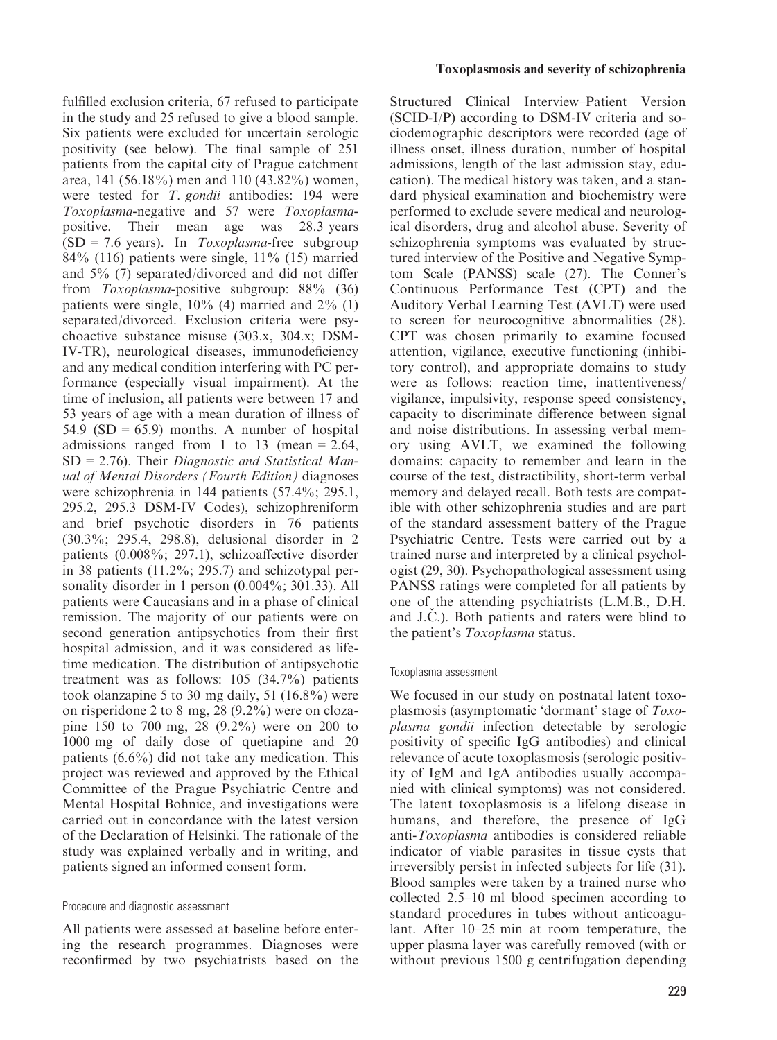fulfilled exclusion criteria, 67 refused to participate in the study and 25 refused to give a blood sample. Six patients were excluded for uncertain serologic positivity (see below). The final sample of 251 patients from the capital city of Prague catchment area, 141 (56.18%) men and 110 (43.82%) women, were tested for *T. gondii* antibodies: 194 were *Toxoplasma*-negative and 57 were *Toxoplasma*-positive. Their mean age was 28.3 years (SD = 7.6 years). In *Toxoplasma*-free subgroup 84% (116) patients were single, 11% (15) married and 5% (7) separated/divorced and did not differ from *Toxoplasma*-positive subgroup: 88% (36) patients were single, 10% (4) married and 2% (1) separated/divorced. Exclusion criteria were psychoactive substance misuse (303.x, 304.x; DSM-IV-TR), neurological diseases, immunodeficiency and any medical condition interfering with PC performance (especially visual impairment). At the time of inclusion, all patients were between 17 and 53 years of age with a mean duration of illness of 54.9 (SD = 65.9) months. A number of hospital admissions ranged from 1 to 13 (mean = 2.64, SD = 2.76). Their *Diagnostic and Statistical Manual of Mental Disorders (Fourth Edition)* diagnoses were schizophrenia in 144 patients (57.4%; 295.1, 295.2, 295.3 DSM-IV Codes), schizophreniform and brief psychotic disorders in 76 patients (30.3%; 295.4, 298.8), delusional disorder in 2 patients (0.008%; 297.1), schizoaffective disorder in 38 patients (11.2%; 295.7) and schizotypal personality disorder in 1 person (0.004%; 301.33). All patients were Caucasians and in a phase of clinical remission. The majority of our patients were on second generation antipsychotics from their first hospital admission, and it was considered as lifetime medication. The distribution of antipsychotic treatment was as follows: 105 (34.7%) patients took olanzapine 5 to 30 mg daily, 51 (16.8%) were on risperidone 2 to 8 mg, 28 (9.2%) were on clozapine 150 to 700 mg, 28 (9.2%) were on 200 to 1000 mg of daily dose of quetiapine and 20 patients (6.6%) did not take any medication. This project was reviewed and approved by the Ethical Committee of the Prague Psychiatric Centre and Mental Hospital Bohnice, and investigations were carried out in concordance with the latest version of the Declaration of Helsinki. The rationale of the study was explained verbally and in writing, and patients signed an informed consent form.

#### Procedure and diagnostic assessment

All patients were assessed at baseline before entering the research programmes. Diagnoses were reconfirmed by two psychiatrists based on the Structured Clinical Interview–Patient Version (SCID-I/P) according to DSM-IV criteria and sociodemographic descriptors were recorded (age of illness onset, illness duration, number of hospital admissions, length of the last admission stay, education). The medical history was taken, and a standard physical examination and biochemistry were performed to exclude severe medical and neurological disorders, drug and alcohol abuse. Severity of schizophrenia symptoms was evaluated by structured interview of the Positive and Negative Symptom Scale (PANSS) scale (27). The Conner's Continuous Performance Test (CPT) and the Auditory Verbal Learning Test (AVLT) were used to screen for neurocognitive abnormalities (28). CPT was chosen primarily to examine focused attention, vigilance, executive functioning (inhibitory control), and appropriate domains to study were as follows: reaction time, inattentiveness/vigilance, impulsivity, response speed consistency, capacity to discriminate difference between signal and noise distributions. In assessing verbal memory using AVLT, we examined the following domains: capacity to remember and learn in the course of the test, distractibility, short-term verbal memory and delayed recall. Both tests are compatible with other schizophrenia studies and are part of the standard assessment battery of the Prague Psychiatric Centre. Tests were carried out by a trained nurse and interpreted by a clinical psychologist (29, 30). Psychopathological assessment using PANSS ratings were completed for all patients by one of the attending psychiatrists (L.M.B., D.H. and J.Č.). Both patients and raters were blind to the patient's *Toxoplasma* status.

#### Toxoplasma assessment

We focused in our study on postnatal latent toxoplasmosis (asymptomatic 'dormant' stage of *Toxoplasma gondii* infection detectable by serologic positivity of specific IgG antibodies) and clinical relevance of acute toxoplasmosis (serologic positivity of IgM and IgA antibodies usually accompanied with clinical symptoms) was not considered. The latent toxoplasmosis is a lifelong disease in humans, and therefore, the presence of IgG anti-*Toxoplasma* antibodies is considered reliable indicator of viable parasites in tissue cysts that irreversibly persist in infected subjects for life (31). Blood samples were taken by a trained nurse who collected 2.5–10 ml blood specimen according to standard procedures in tubes without anticoagulant. After 10–25 min at room temperature, the upper plasma layer was carefully removed (with or without previous 1500 g centrifugation depending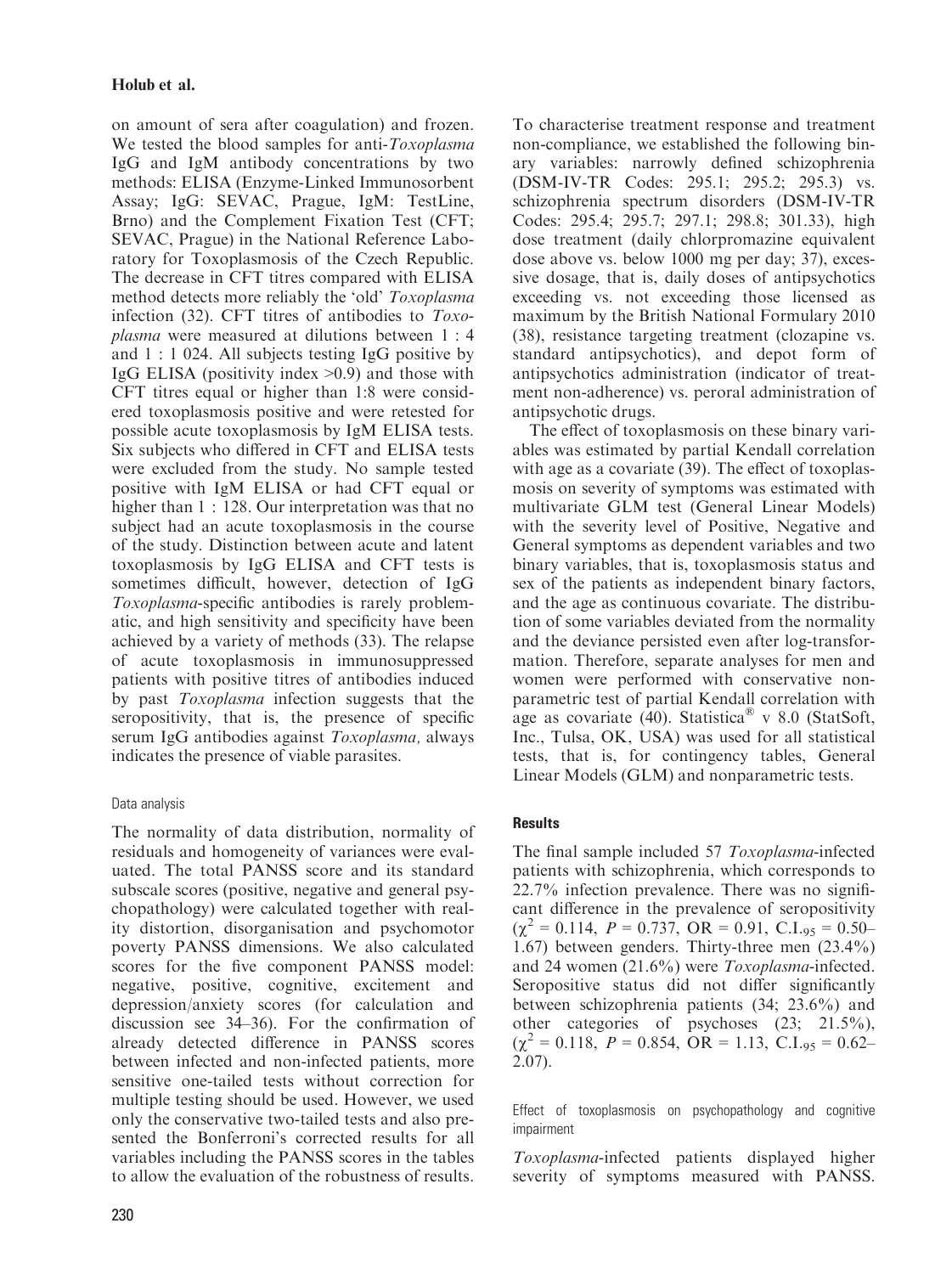on amount of sera after coagulation) and frozen. We tested the blood samples for anti-*Toxoplasma* IgG and IgM antibody concentrations by two methods: ELISA (Enzyme-Linked Immunosorbent Assay; IgG: SEVAC, Prague, IgM: TestLine, Brno) and the Complement Fixation Test (CFT; SEVAC, Prague) in the National Reference Laboratory for Toxoplasmosis of the Czech Republic. The decrease in CFT titres compared with ELISA method detects more reliably the 'old' *Toxoplasma* infection (32). CFT titres of antibodies to *Toxoplasma* were measured at dilutions between 1 : 4 and 1 : 1 024. All subjects testing IgG positive by IgG ELISA (positivity index >0.9) and those with CFT titres equal or higher than 1:8 were considered toxoplasmosis positive and were retested for possible acute toxoplasmosis by IgM ELISA tests. Six subjects who differed in CFT and ELISA tests were excluded from the study. No sample tested positive with IgM ELISA or had CFT equal or higher than 1 : 128. Our interpretation was that no subject had an acute toxoplasmosis in the course of the study. Distinction between acute and latent toxoplasmosis by IgG ELISA and CFT tests is sometimes difficult, however, detection of IgG *Toxoplasma*-specific antibodies is rarely problematic, and high sensitivity and specificity have been achieved by a variety of methods (33). The relapse of acute toxoplasmosis in immunosuppressed patients with positive titres of antibodies induced by past *Toxoplasma* infection suggests that the seropositivity, that is, the presence of specific serum IgG antibodies against *Toxoplasma,* always indicates the presence of viable parasites.

### Data analysis

The normality of data distribution, normality of residuals and homogeneity of variances were evaluated. The total PANSS score and its standard subscale scores (positive, negative and general psychopathology) were calculated together with reality distortion, disorganisation and psychomotor poverty PANSS dimensions. We also calculated scores for the five component PANSS model: negative, positive, cognitive, excitement and depression/anxiety scores (for calculation and discussion see 34–36). For the confirmation of already detected difference in PANSS scores between infected and non-infected patients, more sensitive one-tailed tests without correction for multiple testing should be used. However, we used only the conservative two-tailed tests and also presented the Bonferroni's corrected results for all variables including the PANSS scores in the tables to allow the evaluation of the robustness of results.

To characterise treatment response and treatment non-compliance, we established the following binary variables: narrowly defined schizophrenia (DSM-IV-TR Codes: 295.1; 295.2; 295.3) vs. schizophrenia spectrum disorders (DSM-IV-TR Codes: 295.4; 295.7; 297.1; 298.8; 301.33), high dose treatment (daily chlorpromazine equivalent dose above vs. below 1000 mg per day; 37), excessive dosage, that is, daily doses of antipsychotics exceeding vs. not exceeding those licensed as maximum by the British National Formulary 2010 (38), resistance targeting treatment (clozapine vs. standard antipsychotics), and depot form of antipsychotics administration (indicator of treatment non-adherence) vs. peroral administration of antipsychotic drugs.

The effect of toxoplasmosis on these binary variables was estimated by partial Kendall correlation with age as a covariate (39). The effect of toxoplasmosis on severity of symptoms was estimated with multivariate GLM test (General Linear Models) with the severity level of Positive, Negative and General symptoms as dependent variables and two binary variables, that is, toxoplasmosis status and sex of the patients as independent binary factors, and the age as continuous covariate. The distribution of some variables deviated from the normality and the deviance persisted even after log-transformation. Therefore, separate analyses for men and women were performed with conservative nonparametric test of partial Kendall correlation with age as covariate (40). Statistica® v 8.0 (StatSoft, Inc., Tulsa, OK, USA) was used for all statistical tests, that is, for contingency tables, General Linear Models (GLM) and nonparametric tests.

## Results

The final sample included 57 *Toxoplasma*-infected patients with schizophrenia, which corresponds to 22.7% infection prevalence. There was no significant difference in the prevalence of seropositivity ($\chi^2 = 0.114$, $P = 0.737$, OR = 0.91, $C.I._{95} = 0.50$–1.67) between genders. Thirty-three men (23.4%) and 24 women (21.6%) were *Toxoplasma*-infected. Seropositive status did not differ significantly between schizophrenia patients (34; 23.6%) and other categories of psychoses (23; 21.5%), ($\chi^2 = 0.118$, $P = 0.854$, OR = 1.13, $C.I._{95} = 0.62$–2.07).

### Effect of toxoplasmosis on psychopathology and cognitive impairment

*Toxoplasma*-infected patients displayed higher severity of symptoms measured with PANSS.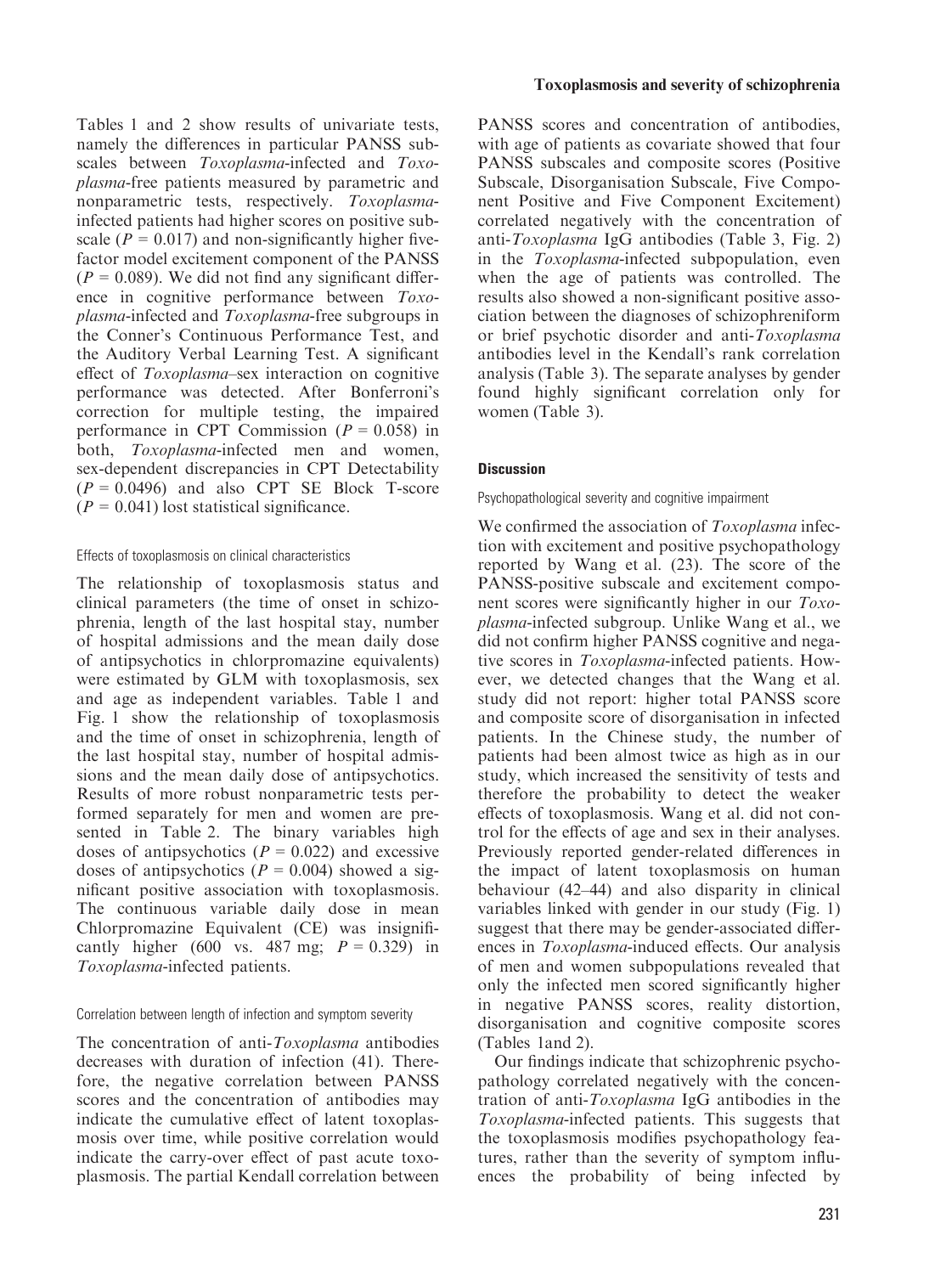Tables 1 and 2 show results of univariate tests, namely the differences in particular PANSS subscales between *Toxoplasma*-infected and *Toxoplasma*-free patients measured by parametric and nonparametric tests, respectively. *Toxoplasma*-infected patients had higher scores on positive subscale ($P = 0.017$) and non-significantly higher five-factor model excitement component of the PANSS ($P = 0.089$). We did not find any significant difference in cognitive performance between *Toxoplasma*-infected and *Toxoplasma*-free subgroups in the Conner's Continuous Performance Test, and the Auditory Verbal Learning Test. A significant effect of *Toxoplasma*–sex interaction on cognitive performance was detected. After Bonferroni's correction for multiple testing, the impaired performance in CPT Commission ($P = 0.058$) in both, *Toxoplasma*-infected men and women, sex-dependent discrepancies in CPT Detectability ($P = 0.0496$) and also CPT SE Block T-score ($P = 0.041$) lost statistical significance.

#### Effects of toxoplasmosis on clinical characteristics

The relationship of toxoplasmosis status and clinical parameters (the time of onset in schizophrenia, length of the last hospital stay, number of hospital admissions and the mean daily dose of antipsychotics in chlorpromazine equivalents) were estimated by GLM with toxoplasmosis, sex and age as independent variables. Table 1 and Fig. 1 show the relationship of toxoplasmosis and the time of onset in schizophrenia, length of the last hospital stay, number of hospital admissions and the mean daily dose of antipsychotics. Results of more robust nonparametric tests performed separately for men and women are presented in Table 2. The binary variables high doses of antipsychotics ($P = 0.022$) and excessive doses of antipsychotics ($P = 0.004$) showed a significant positive association with toxoplasmosis. The continuous variable daily dose in mean Chlorpromazine Equivalent (CE) was insignificantly higher (600 vs. 487 mg; $P = 0.329$) in *Toxoplasma*-infected patients.

#### Correlation between length of infection and symptom severity

The concentration of anti-*Toxoplasma* antibodies decreases with duration of infection (41). Therefore, the negative correlation between PANSS scores and the concentration of antibodies may indicate the cumulative effect of latent toxoplasmosis over time, while positive correlation would indicate the carry-over effect of past acute toxoplasmosis. The partial Kendall correlation between PANSS scores and concentration of antibodies, with age of patients as covariate showed that four PANSS subscales and composite scores (Positive Subscale, Disorganisation Subscale, Five Component Positive and Five Component Excitement) correlated negatively with the concentration of anti-*Toxoplasma* IgG antibodies (Table 3, Fig. 2) in the *Toxoplasma*-infected subpopulation, even when the age of patients was controlled. The results also showed a non-significant positive association between the diagnoses of schizophreniform or brief psychotic disorder and anti-*Toxoplasma* antibodies level in the Kendall's rank correlation analysis (Table 3). The separate analyses by gender found highly significant correlation only for women (Table 3).

### Discussion

#### Psychopathological severity and cognitive impairment

We confirmed the association of *Toxoplasma* infection with excitement and positive psychopathology reported by Wang et al. (23). The score of the PANSS-positive subscale and excitement component scores were significantly higher in our *Toxoplasma*-infected subgroup. Unlike Wang et al., we did not confirm higher PANSS cognitive and negative scores in *Toxoplasma*-infected patients. However, we detected changes that the Wang et al. study did not report: higher total PANSS score and composite score of disorganisation in infected patients. In the Chinese study, the number of patients had been almost twice as high as in our study, which increased the sensitivity of tests and therefore the probability to detect the weaker effects of toxoplasmosis. Wang et al. did not control for the effects of age and sex in their analyses. Previously reported gender-related differences in the impact of latent toxoplasmosis on human behaviour (42–44) and also disparity in clinical variables linked with gender in our study (Fig. 1) suggest that there may be gender-associated differences in *Toxoplasma*-induced effects. Our analysis of men and women subpopulations revealed that only the infected men scored significantly higher in negative PANSS scores, reality distortion, disorganisation and cognitive composite scores (Tables 1and 2).

Our findings indicate that schizophrenic psychopathology correlated negatively with the concentration of anti-*Toxoplasma* IgG antibodies in the *Toxoplasma*-infected patients. This suggests that the toxoplasmosis modifies psychopathology features, rather than the severity of symptom influences the probability of being infected by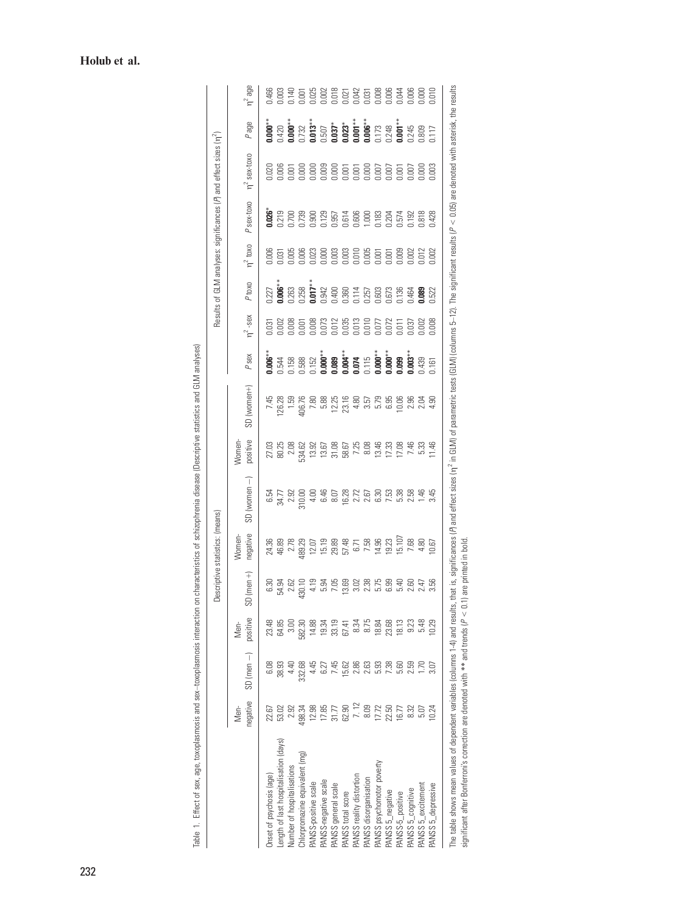Table 1. Effect of sex, age, toxoplasmosis and sex–toxoplasmosis interaction on characteristics of schizophrenia disease (Descriptive statistics and GLM analyses)

| | Descriptive statistics: (means) | | | | | | | | Results of GLM analyses: significances (*P*) and effect sizes ($\eta^2$) | | | | | | | |
|---|---|---|---|---|---|---|---|---|---|---|---|---|---|---|---|---|
| | Men-negative | SD (men −) | Men-positive | SD (men +) | Women-negative | SD (women −) | Women-positive | SD (women+) | *P* sex | $\eta^2$ -sex | *P* toxo | $\eta^2$ toxo | *P* sex-toxo | $\eta^2$ sex-toxo | *P* age | $\eta^2$ age |
| Onset of psychosis (age) | 22.67 | 6.08 | 23.48 | 6.30 | 24.36 | 6.54 | 27.03 | 7.45 | **0.006**** | 0.031 | 0.227 | 0.006 | **0.026*** | 0.020 | **0.000**** | 0.466 |
| Length of last hospitalisation (days) | 53.02 | 38.93 | 64.85 | 54.94 | 46.89 | 34.77 | 80.25 | 126.28 | 0.544 | 0.002 | **0.006**** | 0.031 | 0.219 | 0.006 | 0.420 | 0.003 |
| Number of hospitalisations | 2.92 | 4.40 | 3.00 | 2.62 | 2.78 | 2.92 | 2.08 | 1.59 | 0.158 | 0.008 | 0.263 | 0.005 | 0.700 | 0.001 | **0.000**** | 0.140 |
| Chlorpromazine equivalent (mg) | 498.34 | 332.68 | 582.30 | 430.10 | 489.29 | 310.00 | 534.62 | 406.76 | 0.588 | 0.001 | 0.258 | 0.006 | 0.739 | 0.000 | 0.732 | 0.001 |
| PANSS-positive scale | 12.98 | 4.45 | 14.88 | 4.19 | 12.07 | 4.00 | 13.92 | 7.80 | 0.152 | 0.008 | **0.017**** | 0.023 | 0.900 | 0.000 | **0.013**** | 0.025 |
| PANSS-negative scale | 17.85 | 6.27 | 19.34 | 5.94 | 15.19 | 6.46 | 13.67 | 5.88 | **0.000**** | 0.073 | 0.942 | 0.000 | 0.129 | 0.009 | 0.507 | 0.002 |
| PANSS general scale | 31.77 | 7.45 | 33.19 | 7.05 | 29.89 | 8.07 | 31.08 | 12.25 | **0.089** | 0.012 | 0.400 | 0.003 | 0.957 | 0.000 | **0.037*** | 0.018 |
| PANSS total score | 62.90 | 15.62 | 67.41 | 13.69 | 57.48 | 16.28 | 58.67 | 23.16 | **0.004**** | 0.035 | 0.360 | 0.003 | 0.614 | 0.001 | **0.023*** | 0.021 |
| PANSS reality distortion | 7.12 | 2.86 | 8.34 | 3.02 | 6.71 | 2.72 | 7.25 | 4.80 | **0.074** | 0.013 | 0.114 | 0.010 | 0.606 | 0.001 | **0.001**** | 0.042 |
| PANSS disorganisation | 8.09 | 2.63 | 8.75 | 2.38 | 7.58 | 2.67 | 8.08 | 3.57 | 0.115 | 0.010 | 0.257 | 0.005 | 1.000 | 0.000 | **0.006**** | 0.031 |
| PANSS psychomotor poverty | 17.72 | 5.93 | 18.84 | 5.75 | 14.96 | 6.30 | 13.46 | 5.79 | **0.000**** | 0.077 | 0.603 | 0.001 | 0.183 | 0.007 | 0.173 | 0.008 |
| PANSS 5_negative | 22.50 | 7.38 | 23.68 | 6.99 | 19.23 | 7.53 | 17.33 | 6.95 | **0.000**** | 0.072 | 0.673 | 0.001 | 0.204 | 0.007 | 0.248 | 0.006 |
| PANSS 5_positive | 16.77 | 5.60 | 18.13 | 5.40 | 15.107 | 5.38 | 17.08 | 10.06 | **0.099** | 0.011 | 0.136 | 0.009 | 0.574 | 0.001 | **0.001**** | 0.044 |
| PANSS 5_cognitive | 8.32 | 2.59 | 9.23 | 2.60 | 7.68 | 2.58 | 7.46 | 2.96 | **0.003**** | 0.037 | 0.464 | 0.002 | 0.192 | 0.007 | 0.245 | 0.006 |
| PANSS 5_excitement | 5.07 | 1.70 | 5.48 | 2.47 | 4.80 | 1.46 | 5.33 | 2.04 | 0.439 | 0.002 | **0.089** | 0.012 | 0.818 | 0.000 | 0.809 | 0.000 |
| PANSS 5_depressive | 10.24 | 3.07 | 10.29 | 3.56 | 10.67 | 3.45 | 11.46 | 4.90 | 0.161 | 0.008 | 0.522 | 0.002 | 0.428 | 0.003 | 0.117 | 0.010 |

The table shows mean values of dependent variables (columns 1-4) and results, that is, significances (*P*) and effect sizes ($\eta^2$ in GLM) of parametric tests (GLM) (columns 5–12). The significant results ($P < 0.05$) are denoted with asterisk, the results significant after Bonferroni's correction are denoted with ** and trends ($P < 0.1$) are printed in bold.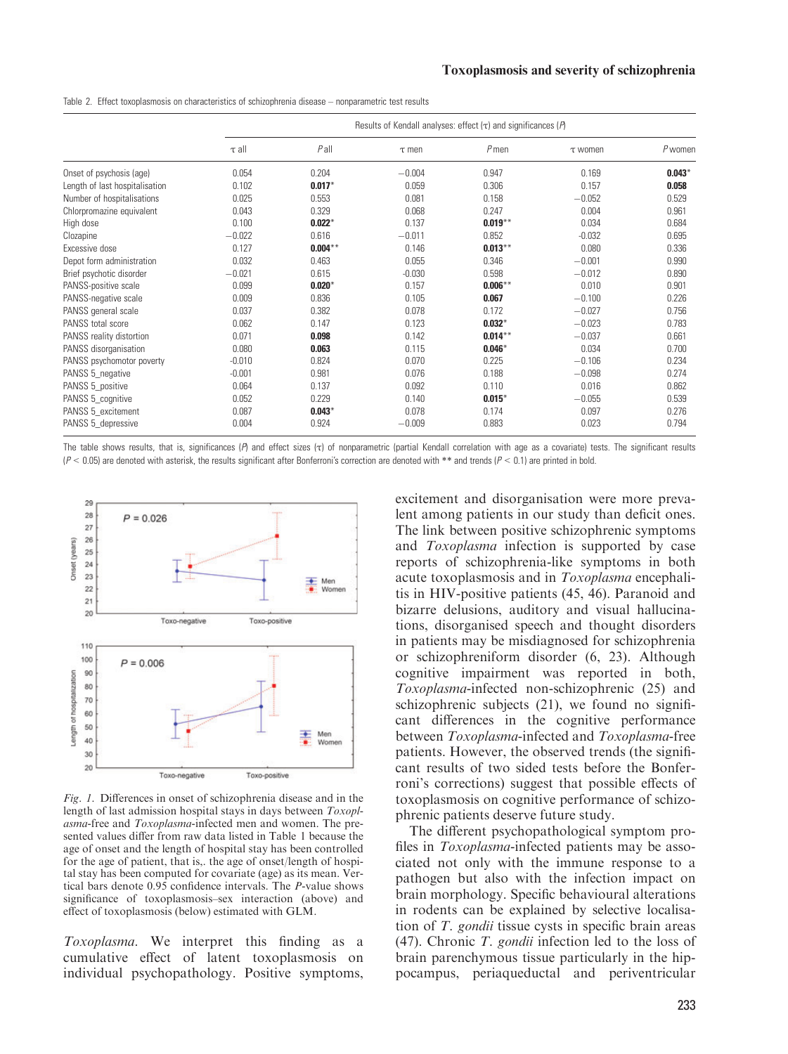Table 2. Effect toxoplasmosis on characteristics of schizophrenia disease – nonparametric test results

| | Results of Kendall analyses: effect (τ) and significances (*P*) | | | | | |
|---|---|---|---|---|---|---|
| | τ all | *P* all | τ men | *P* men | τ women | *P* women |
| Onset of psychosis (age) | 0.054 | 0.204 | −0.004 | 0.947 | 0.169 | **0.043***|
| Length of last hospitalisation | 0.102 | **0.017*** | 0.059 | 0.306 | 0.157 | **0.058** |
| Number of hospitalisations | 0.025 | 0.553 | 0.081 | 0.158 | −0.052 | 0.529 |
| Chlorpromazine equivalent | 0.043 | 0.329 | 0.068 | 0.247 | 0.004 | 0.961 |
| High dose | 0.100 | **0.022*** | 0.137 | **0.019**** | 0.034 | 0.684 |
| Clozapine | −0.022 | 0.616 | −0.011 | 0.852 | -0.032 | 0.695 |
| Excessive dose | 0.127 | **0.004**** | 0.146 | **0.013**** | 0.080 | 0.336 |
| Depot form administration | 0.032 | 0.463 | 0.055 | 0.346 | −0.001 | 0.990 |
| Brief psychotic disorder | −0.021 | 0.615 | -0.030 | 0.598 | −0.012 | 0.890 |
| PANSS-positive scale | 0.099 | **0.020*** | 0.157 | **0.006**** | 0.010 | 0.901 |
| PANSS-negative scale | 0.009 | 0.836 | 0.105 | **0.067** | −0.100 | 0.226 |
| PANSS general scale | 0.037 | 0.382 | 0.078 | 0.172 | −0.027 | 0.756 |
| PANSS total score | 0.062 | 0.147 | 0.123 | **0.032*** | −0.023 | 0.783 |
| PANSS reality distortion | 0.071 | **0.098** | 0.142 | **0.014**** | −0.037 | 0.661 |
| PANSS disorganisation | 0.080 | **0.063** | 0.115 | **0.046*** | 0.034 | 0.700 |
| PANSS psychomotor poverty | -0.010 | 0.824 | 0.070 | 0.225 | −0.106 | 0.234 |
| PANSS 5_negative | -0.001 | 0.981 | 0.076 | 0.188 | −0.098 | 0.274 |
| PANSS 5_positive | 0.064 | 0.137 | 0.092 | 0.110 | 0.016 | 0.862 |
| PANSS 5_cognitive | 0.052 | 0.229 | 0.140 | **0.015*** | −0.055 | 0.539 |
| PANSS 5_excitement | 0.087 | **0.043*** | 0.078 | 0.174 | 0.097 | 0.276 |
| PANSS 5_depressive | 0.004 | 0.924 | −0.009 | 0.883 | 0.023 | 0.794 |

The table shows results, that is, significances (*P*) and effect sizes (τ) of nonparametric (partial Kendall correlation with age as a covariate) tests. The significant results ($P < 0.05$) are denoted with asterisk, the results significant after Bonferroni's correction are denoted with ** and trends ($P < 0.1$) are printed in bold.

*Fig. 1.* Differences in onset of schizophrenia disease and in the length of last admission hospital stays in days between *Toxoplasma*-free and *Toxoplasma*-infected men and women. The presented values differ from raw data listed in Table 1 because the age of onset and the length of hospital stay has been controlled for the age of patient, that is,. the age of onset/length of hospital stay has been computed for covariate (age) as its mean. Vertical bars denote 0.95 confidence intervals. The *P*-value shows significance of toxoplasmosis–sex interaction (above) and effect of toxoplasmosis (below) estimated with GLM.

*Toxoplasma*. We interpret this finding as a cumulative effect of latent toxoplasmosis on individual psychopathology. Positive symptoms, excitement and disorganisation were more prevalent among patients in our study than deficit ones. The link between positive schizophrenic symptoms and *Toxoplasma* infection is supported by case reports of schizophrenia-like symptoms in both acute toxoplasmosis and in *Toxoplasma* encephalitis in HIV-positive patients (45, 46). Paranoid and bizarre delusions, auditory and visual hallucinations, disorganised speech and thought disorders in patients may be misdiagnosed for schizophrenia or schizophreniform disorder (6, 23). Although cognitive impairment was reported in both, *Toxoplasma*-infected non-schizophrenic (25) and schizophrenic subjects (21), we found no significant differences in the cognitive performance between *Toxoplasma*-infected and *Toxoplasma*-free patients. However, the observed trends (the significant results of two sided tests before the Bonferroni's corrections) suggest that possible effects of toxoplasmosis on cognitive performance of schizophrenic patients deserve future study.

The different psychopathological symptom profiles in *Toxoplasma*-infected patients may be associated not only with the immune response to a pathogen but also with the infection impact on brain morphology. Specific behavioural alterations in rodents can be explained by selective localisation of *T. gondii* tissue cysts in specific brain areas (47). Chronic *T. gondii* infection led to the loss of brain parenchymous tissue particularly in the hippocampus, periaqueductal and periventricular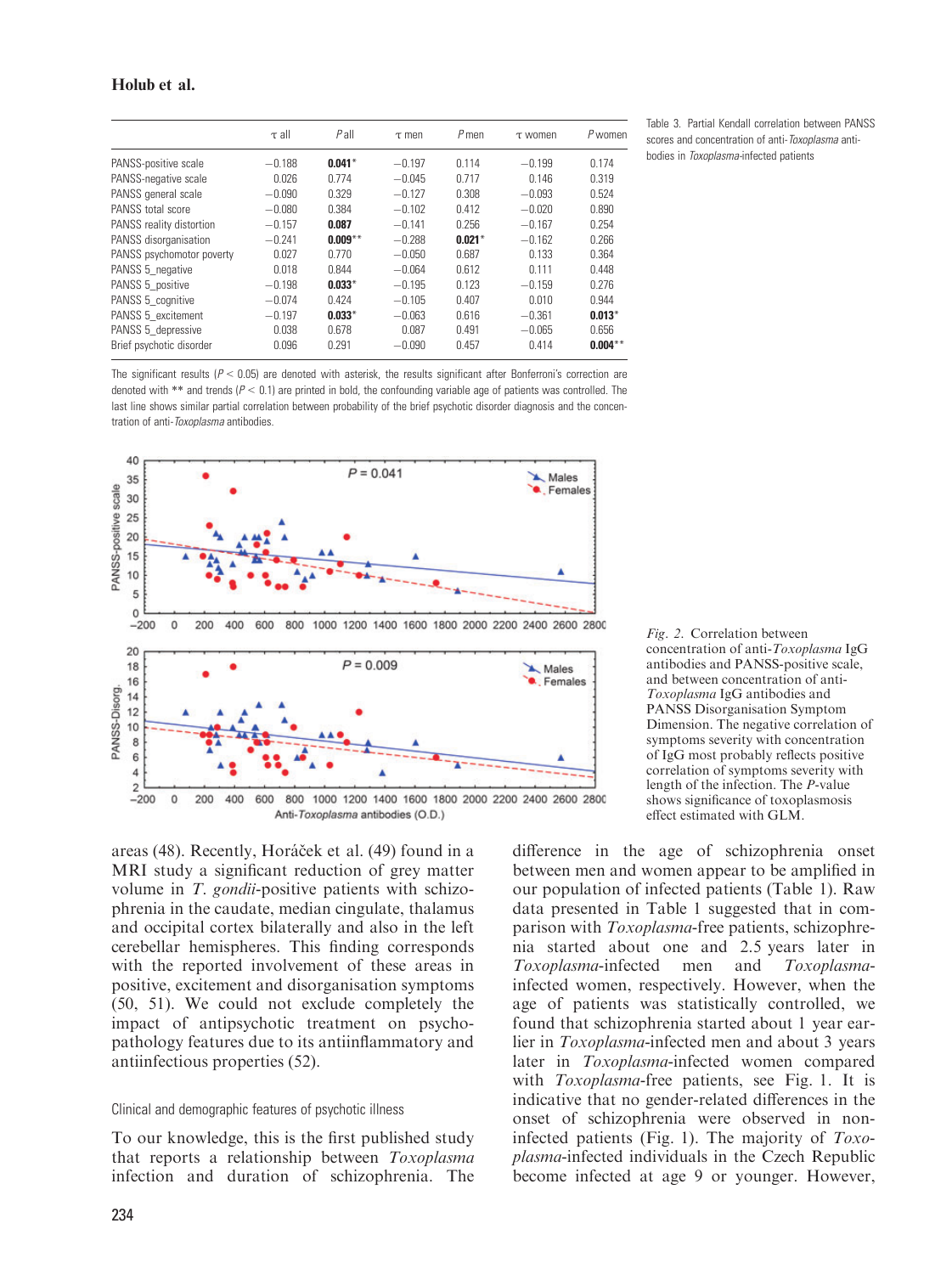Table 3. Partial Kendall correlation between PANSS scores and concentration of anti-*Toxoplasma* antibodies in *Toxoplasma*-infected patients

| | τ all | *P* all | τ men | *P* men | τ women | *P* women |
|---|---|---|---|---|---|---|
| PANSS-positive scale | −0.188 | **0.041*** | −0.197 | 0.114 | −0.199 | 0.174 |
| PANSS-negative scale | 0.026 | 0.774 | −0.045 | 0.717 | 0.146 | 0.319 |
| PANSS general scale | −0.090 | 0.329 | −0.127 | 0.308 | −0.093 | 0.524 |
| PANSS total score | −0.080 | 0.384 | −0.102 | 0.412 | −0.020 | 0.890 |
| PANSS reality distortion | −0.157 | **0.087** | −0.141 | 0.256 | −0.167 | 0.254 |
| PANSS disorganisation | −0.241 | **0.009**** | −0.288 | **0.021*** | −0.162 | 0.266 |
| PANSS psychomotor poverty | 0.027 | 0.770 | −0.050 | 0.687 | 0.133 | 0.364 |
| PANSS 5_negative | 0.018 | 0.844 | −0.064 | 0.612 | 0.111 | 0.448 |
| PANSS 5_positive | −0.198 | **0.033*** | −0.195 | 0.123 | −0.159 | 0.276 |
| PANSS 5_cognitive | −0.074 | 0.424 | −0.105 | 0.407 | 0.010 | 0.944 |
| PANSS 5_excitement | −0.197 | **0.033*** | −0.063 | 0.616 | −0.361 | **0.013*** |
| PANSS 5_depressive | 0.038 | 0.678 | 0.087 | 0.491 | −0.065 | 0.656 |
| Brief psychotic disorder | 0.096 | 0.291 | −0.090 | 0.457 | 0.414 | **0.004**** |

The significant results ($P < 0.05$) are denoted with asterisk, the results significant after Bonferroni's correction are denoted with ** and trends ($P < 0.1$) are printed in bold, the confounding variable age of patients was controlled. The last line shows similar partial correlation between probability of the brief psychotic disorder diagnosis and the concentration of anti-*Toxoplasma* antibodies.

*Fig. 2.* Correlation between concentration of anti-*Toxoplasma* IgG antibodies and PANSS-positive scale, and between concentration of anti-*Toxoplasma* IgG antibodies and PANSS Disorganisation Symptom Dimension. The negative correlation of symptoms severity with concentration of IgG most probably reflects positive correlation of symptoms severity with length of the infection. The *P*-value shows significance of toxoplasmosis effect estimated with GLM.

areas (48). Recently, Horáček et al. (49) found in a MRI study a significant reduction of grey matter volume in *T. gondii*-positive patients with schizophrenia in the caudate, median cingulate, thalamus and occipital cortex bilaterally and also in the left cerebellar hemispheres. This finding corresponds with the reported involvement of these areas in positive, excitement and disorganisation symptoms (50, 51). We could not exclude completely the impact of antipsychotic treatment on psychopathology features due to its antiinflammatory and antiinfectious properties (52).

### Clinical and demographic features of psychotic illness

To our knowledge, this is the first published study that reports a relationship between *Toxoplasma* infection and duration of schizophrenia. The difference in the age of schizophrenia onset between men and women appear to be amplified in our population of infected patients (Table 1). Raw data presented in Table 1 suggested that in comparison with *Toxoplasma*-free patients, schizophrenia started about one and 2.5 years later in *Toxoplasma*-infected men and *Toxoplasma*-infected women, respectively. However, when the age of patients was statistically controlled, we found that schizophrenia started about 1 year earlier in *Toxoplasma*-infected men and about 3 years later in *Toxoplasma*-infected women compared with *Toxoplasma*-free patients, see Fig. 1. It is indicative that no gender-related differences in the onset of schizophrenia were observed in non-infected patients (Fig. 1). The majority of *Toxoplasma*-infected individuals in the Czech Republic become infected at age 9 or younger. However,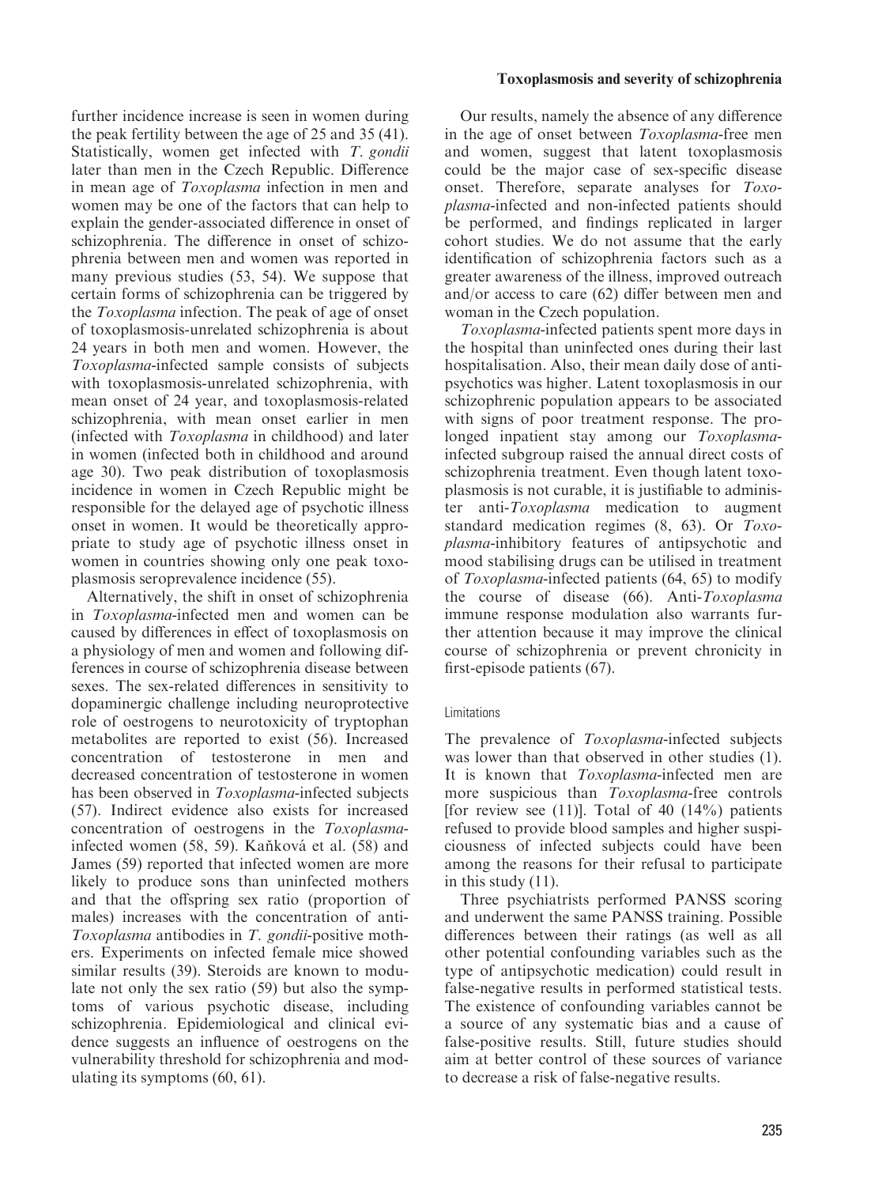further incidence increase is seen in women during the peak fertility between the age of 25 and 35 (41). Statistically, women get infected with *T. gondii* later than men in the Czech Republic. Difference in mean age of *Toxoplasma* infection in men and women may be one of the factors that can help to explain the gender-associated difference in onset of schizophrenia. The difference in onset of schizophrenia between men and women was reported in many previous studies (53, 54). We suppose that certain forms of schizophrenia can be triggered by the *Toxoplasma* infection. The peak of age of onset of toxoplasmosis-unrelated schizophrenia is about 24 years in both men and women. However, the *Toxoplasma*-infected sample consists of subjects with toxoplasmosis-unrelated schizophrenia, with mean onset of 24 year, and toxoplasmosis-related schizophrenia, with mean onset earlier in men (infected with *Toxoplasma* in childhood) and later in women (infected both in childhood and around age 30). Two peak distribution of toxoplasmosis incidence in women in Czech Republic might be responsible for the delayed age of psychotic illness onset in women. It would be theoretically appropriate to study age of psychotic illness onset in women in countries showing only one peak toxoplasmosis seroprevalence incidence (55).

Alternatively, the shift in onset of schizophrenia in *Toxoplasma*-infected men and women can be caused by differences in effect of toxoplasmosis on a physiology of men and women and following differences in course of schizophrenia disease between sexes. The sex-related differences in sensitivity to dopaminergic challenge including neuroprotective role of oestrogens to neurotoxicity of tryptophan metabolites are reported to exist (56). Increased concentration of testosterone in men and decreased concentration of testosterone in women has been observed in *Toxoplasma*-infected subjects (57). Indirect evidence also exists for increased concentration of oestrogens in the *Toxoplasma*-infected women (58, 59). Kaňková et al. (58) and James (59) reported that infected women are more likely to produce sons than uninfected mothers and that the offspring sex ratio (proportion of males) increases with the concentration of anti-*Toxoplasma* antibodies in *T. gondii*-positive mothers. Experiments on infected female mice showed similar results (39). Steroids are known to modulate not only the sex ratio (59) but also the symptoms of various psychotic disease, including schizophrenia. Epidemiological and clinical evidence suggests an influence of oestrogens on the vulnerability threshold for schizophrenia and modulating its symptoms (60, 61).

Our results, namely the absence of any difference in the age of onset between *Toxoplasma*-free men and women, suggest that latent toxoplasmosis could be the major case of sex-specific disease onset. Therefore, separate analyses for *Toxoplasma*-infected and non-infected patients should be performed, and findings replicated in larger cohort studies. We do not assume that the early identification of schizophrenia factors such as a greater awareness of the illness, improved outreach and/or access to care (62) differ between men and woman in the Czech population.

*Toxoplasma*-infected patients spent more days in the hospital than uninfected ones during their last hospitalisation. Also, their mean daily dose of antipsychotics was higher. Latent toxoplasmosis in our schizophrenic population appears to be associated with signs of poor treatment response. The prolonged inpatient stay among our *Toxoplasma*-infected subgroup raised the annual direct costs of schizophrenia treatment. Even though latent toxoplasmosis is not curable, it is justifiable to administer anti-*Toxoplasma* medication to augment standard medication regimes (8, 63). Or *Toxoplasma*-inhibitory features of antipsychotic and mood stabilising drugs can be utilised in treatment of *Toxoplasma*-infected patients (64, 65) to modify the course of disease (66). Anti-*Toxoplasma* immune response modulation also warrants further attention because it may improve the clinical course of schizophrenia or prevent chronicity in first-episode patients (67).

### Limitations

The prevalence of *Toxoplasma*-infected subjects was lower than that observed in other studies (1). It is known that *Toxoplasma*-infected men are more suspicious than *Toxoplasma*-free controls [for review see (11)]. Total of 40 (14%) patients refused to provide blood samples and higher suspiciousness of infected subjects could have been among the reasons for their refusal to participate in this study (11).

Three psychiatrists performed PANSS scoring and underwent the same PANSS training. Possible differences between their ratings (as well as all other potential confounding variables such as the type of antipsychotic medication) could result in false-negative results in performed statistical tests. The existence of confounding variables cannot be a source of any systematic bias and a cause of false-positive results. Still, future studies should aim at better control of these sources of variance to decrease a risk of false-negative results.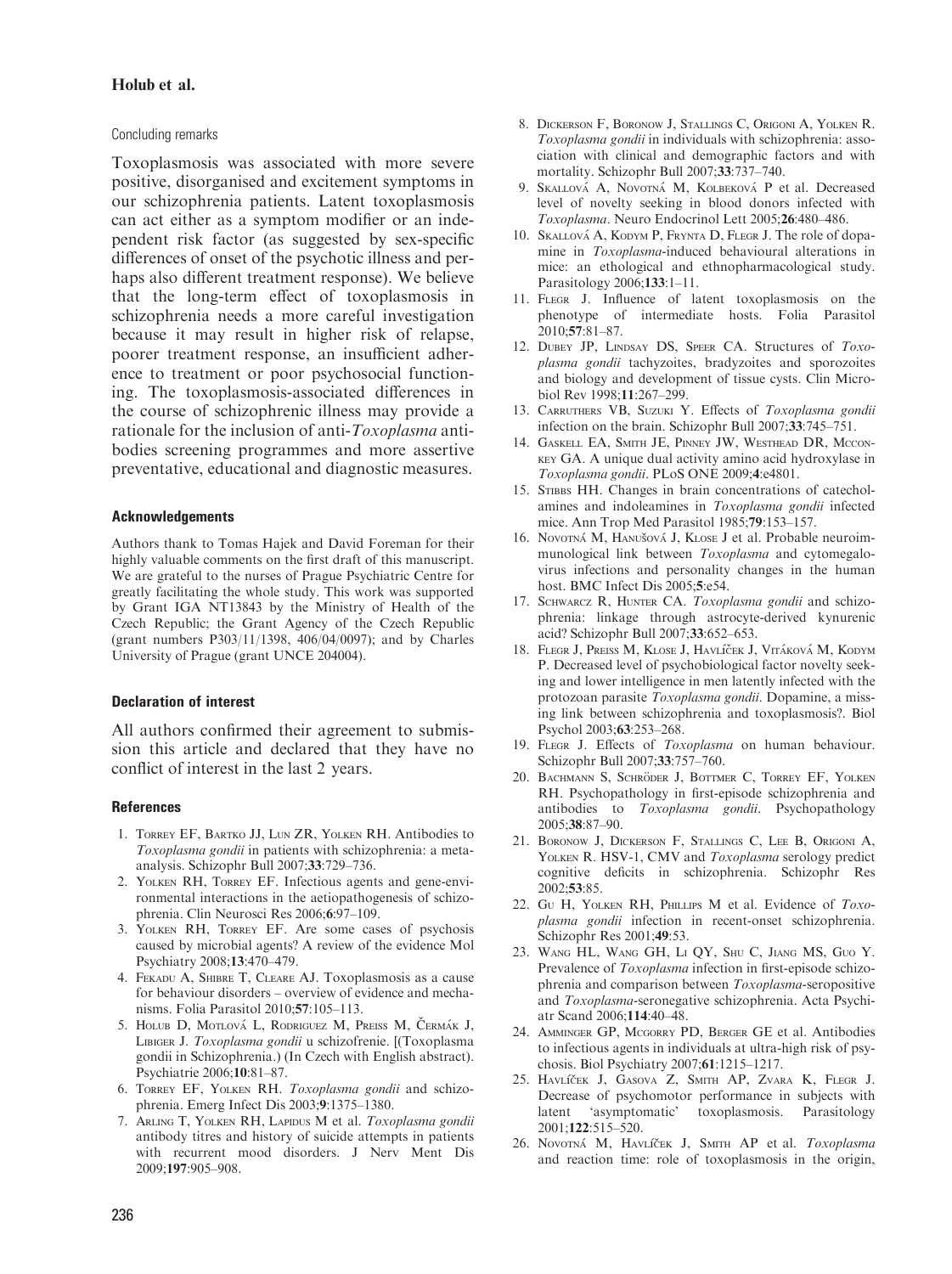### Concluding remarks

Toxoplasmosis was associated with more severe positive, disorganised and excitement symptoms in our schizophrenia patients. Latent toxoplasmosis can act either as a symptom modifier or an independent risk factor (as suggested by sex-specific differences of onset of the psychotic illness and perhaps also different treatment response). We believe that the long-term effect of toxoplasmosis in schizophrenia needs a more careful investigation because it may result in higher risk of relapse, poorer treatment response, an insufficient adherence to treatment or poor psychosocial functioning. The toxoplasmosis-associated differences in the course of schizophrenic illness may provide a rationale for the inclusion of anti-*Toxoplasma* antibodies screening programmes and more assertive preventative, educational and diagnostic measures.

#### Acknowledgements

Authors thank to Tomas Hajek and David Foreman for their highly valuable comments on the first draft of this manuscript. We are grateful to the nurses of Prague Psychiatric Centre for greatly facilitating the whole study. This work was supported by Grant IGA NT13843 by the Ministry of Health of the Czech Republic; the Grant Agency of the Czech Republic (grant numbers P303/11/1398, 406/04/0097); and by Charles University of Prague (grant UNCE 204004).

#### Declaration of interest

All authors confirmed their agreement to submission this article and declared that they have no conflict of interest in the last 2 years.

#### References

1. Torrey EF, Bartko JJ, Lun ZR, Yolken RH. Antibodies to *Toxoplasma gondii* in patients with schizophrenia: a meta-analysis. Schizophr Bull 2007;**33**:729–736.
2. Yolken RH, Torrey EF. Infectious agents and gene-environmental interactions in the aetiopathogenesis of schizophrenia. Clin Neurosci Res 2006;**6**:97–109.
3. Yolken RH, Torrey EF. Are some cases of psychosis caused by microbial agents? A review of the evidence Mol Psychiatry 2008;**13**:470–479.
4. Fekadu A, Shibre T, Cleare AJ. Toxoplasmosis as a cause for behaviour disorders – overview of evidence and mechanisms. Folia Parasitol 2010;**57**:105–113.
5. Holub D, Motlová L, Rodriguez M, Preiss M, Čermák J, Libiger J. *Toxoplasma gondii* u schizofrenie. [(Toxoplasma gondii in Schizophrenia.) (In Czech with English abstract). Psychiatrie 2006;**10**:81–87.
6. Torrey EF, Yolken RH. *Toxoplasma gondii* and schizophrenia. Emerg Infect Dis 2003;**9**:1375–1380.
7. Arling T, Yolken RH, Lapidus M et al. *Toxoplasma gondii* antibody titres and history of suicide attempts in patients with recurrent mood disorders. J Nerv Ment Dis 2009;**197**:905–908.
8. Dickerson F, Boronow J, Stallings C, Origoni A, Yolken R. *Toxoplasma gondii* in individuals with schizophrenia: association with clinical and demographic factors and with mortality. Schizophr Bull 2007;**33**:737–740.
9. Skallová A, Novotná M, Kolbeková P et al. Decreased level of novelty seeking in blood donors infected with *Toxoplasma*. Neuro Endocrinol Lett 2005;**26**:480–486.
10. Skallová A, Kodym P, Frynta D, Flegr J. The role of dopamine in *Toxoplasma*-induced behavioural alterations in mice: an ethological and ethnopharmacological study. Parasitology 2006;**133**:1–11.
11. Flegr J. Influence of latent toxoplasmosis on the phenotype of intermediate hosts. Folia Parasitol 2010;**57**:81–87.
12. Dubey JP, Lindsay DS, Speer CA. Structures of *Toxoplasma gondii* tachyzoites, bradyzoites and sporozoites and biology and development of tissue cysts. Clin Microbiol Rev 1998;**11**:267–299.
13. Carruthers VB, Suzuki Y. Effects of *Toxoplasma gondii* infection on the brain. Schizophr Bull 2007;**33**:745–751.
14. Gaskell EA, Smith JE, Pinney JW, Westhead DR, Mcconkey GA. A unique dual activity amino acid hydroxylase in *Toxoplasma gondii*. PLoS ONE 2009;**4**:e4801.
15. Stibbs HH. Changes in brain concentrations of catecholamines and indoleamines in *Toxoplasma gondii* infected mice. Ann Trop Med Parasitol 1985;**79**:153–157.
16. Novotná M, Hanušová J, Klose J et al. Probable neuroimmunological link between *Toxoplasma* and cytomegalovirus infections and personality changes in the human host. BMC Infect Dis 2005;**5**:e54.
17. Schwarcz R, Hunter CA. *Toxoplasma gondii* and schizophrenia: linkage through astrocyte-derived kynurenic acid? Schizophr Bull 2007;**33**:652–653.
18. Flegr J, Preiss M, Klose J, Havlíček J, Vitáková M, Kodym P. Decreased level of psychobiological factor novelty seeking and lower intelligence in men latently infected with the protozoan parasite *Toxoplasma gondii*. Dopamine, a missing link between schizophrenia and toxoplasmosis?. Biol Psychol 2003;**63**:253–268.
19. Flegr J. Effects of *Toxoplasma* on human behaviour. Schizophr Bull 2007;**33**:757–760.
20. Bachmann S, Schröder J, Bottmer C, Torrey EF, Yolken RH. Psychopathology in first-episode schizophrenia and antibodies to *Toxoplasma gondii*. Psychopathology 2005;**38**:87–90.
21. Boronow J, Dickerson F, Stallings C, Lee B, Origoni A, Yolken R. HSV-1, CMV and *Toxoplasma* serology predict cognitive deficits in schizophrenia. Schizophr Res 2002;**53**:85.
22. Gu H, Yolken RH, Phillips M et al. Evidence of *Toxoplasma gondii* infection in recent-onset schizophrenia. Schizophr Res 2001;**49**:53.
23. Wang HL, Wang GH, Li QY, Shu C, Jiang MS, Guo Y. Prevalence of *Toxoplasma* infection in first-episode schizophrenia and comparison between *Toxoplasma*-seropositive and *Toxoplasma*-seronegative schizophrenia. Acta Psychiatr Scand 2006;**114**:40–48.
24. Amminger GP, Mcgorry PD, Berger GE et al. Antibodies to infectious agents in individuals at ultra-high risk of psychosis. Biol Psychiatry 2007;**61**:1215–1217.
25. Havlíček J, Gasova Z, Smith AP, Zvara K, Flegr J. Decrease of psychomotor performance in subjects with latent 'asymptomatic' toxoplasmosis. Parasitology 2001;**122**:515–520.
26. Novotná M, Havlíček J, Smith AP et al. *Toxoplasma* and reaction time: role of toxoplasmosis in the origin,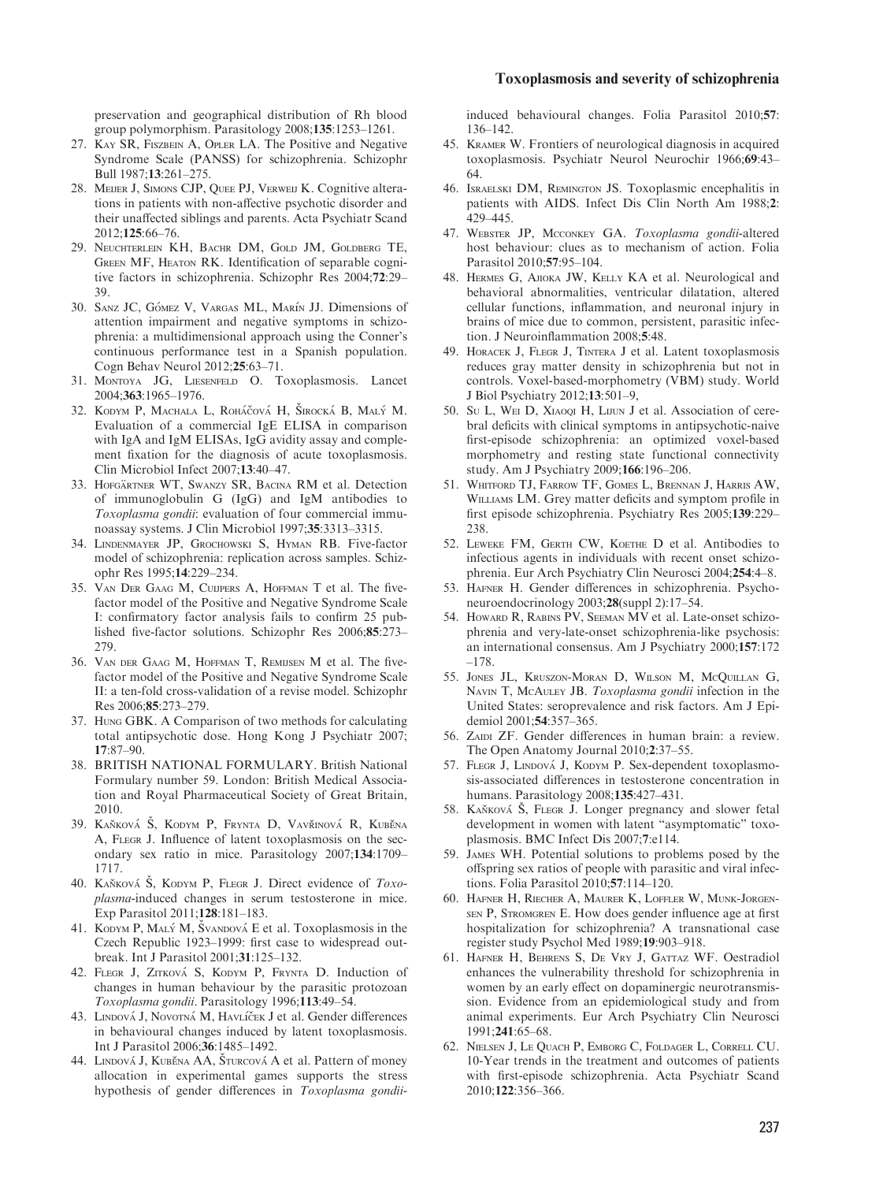preservation and geographical distribution of Rh blood group polymorphism. Parasitology 2008;**135**:1253–1261.

27. Kay SR, Fiszbein A, Opler LA. The Positive and Negative Syndrome Scale (PANSS) for schizophrenia. Schizophr Bull 1987;**13**:261–275.
28. Meijer J, Simons CJP, Quee PJ, Verweij K. Cognitive alterations in patients with non-affective psychotic disorder and their unaffected siblings and parents. Acta Psychiatr Scand 2012;**125**:66–76.
29. Neuchterlein KH, Bachr DM, Gold JM, Goldberg TE, Green MF, Heaton RK. Identification of separable cognitive factors in schizophrenia. Schizophr Res 2004;**72**:29–39.
30. Sanz JC, Gómez V, Vargas ML, Marín JJ. Dimensions of attention impairment and negative symptoms in schizophrenia: a multidimensional approach using the Conner's continuous performance test in a Spanish population. Cogn Behav Neurol 2012;**25**:63–71.
31. Montoya JG, Liesenfeld O. Toxoplasmosis. Lancet 2004;**363**:1965–1976.
32. Kodym P, Machala L, Roháčová H, Širocká B, Malý M. Evaluation of a commercial IgE ELISA in comparison with IgA and IgM ELISAs, IgG avidity assay and complement fixation for the diagnosis of acute toxoplasmosis. Clin Microbiol Infect 2007;**13**:40–47.
33. Hofgärtner WT, Swanzy SR, Bacina RM et al. Detection of immunoglobulin G (IgG) and IgM antibodies to *Toxoplasma gondii*: evaluation of four commercial immunoassay systems. J Clin Microbiol 1997;**35**:3313–3315.
34. Lindenmayer JP, Grochowski S, Hyman RB. Five-factor model of schizophrenia: replication across samples. Schizophr Res 1995;**14**:229–234.
35. Van Der Gaag M, Cuijpers A, Hoffman T et al. The five-factor model of the Positive and Negative Syndrome Scale I: confirmatory factor analysis fails to confirm 25 published five-factor solutions. Schizophr Res 2006;**85**:273–279.
36. Van der Gaag M, Hoffman T, Remijsen M et al. The five-factor model of the Positive and Negative Syndrome Scale II: a ten-fold cross-validation of a revise model. Schizophr Res 2006;**85**:273–279.
37. Hung GBK. A Comparison of two methods for calculating total antipsychotic dose. Hong Kong J Psychiatr 2007; **17**:87–90.
38. BRITISH NATIONAL FORMULARY. British National Formulary number 59. London: British Medical Association and Royal Pharmaceutical Society of Great Britain, 2010.
39. Kaňková Š, Kodym P, Frynta D, Vavřinová R, Kuběna A, Flegr J. Influence of latent toxoplasmosis on the secondary sex ratio in mice. Parasitology 2007;**134**:1709–1717.
40. Kaňková Š, Kodym P, Flegr J. Direct evidence of *Toxoplasma*-induced changes in serum testosterone in mice. Exp Parasitol 2011;**128**:181–183.
41. Kodym P, Malý M, Švandová E et al. Toxoplasmosis in the Czech Republic 1923–1999: first case to widespread outbreak. Int J Parasitol 2001;**31**:125–132.
42. Flegr J, Zitková S, Kodym P, Frynta D. Induction of changes in human behaviour by the parasitic protozoan *Toxoplasma gondii*. Parasitology 1996;**113**:49–54.
43. Lindová J, Novotná M, Havlíček J et al. Gender differences in behavioural changes induced by latent toxoplasmosis. Int J Parasitol 2006;**36**:1485–1492.
44. Lindová J, Kuběna AA, Šturcová A et al. Pattern of money allocation in experimental games supports the stress hypothesis of gender differences in *Toxoplasma gondii*-induced behavioural changes. Folia Parasitol 2010;**57**: 136–142.
45. Kramer W. Frontiers of neurological diagnosis in acquired toxoplasmosis. Psychiatr Neurol Neurochir 1966;**69**:43–64.
46. Israelski DM, Remington JS. Toxoplasmic encephalitis in patients with AIDS. Infect Dis Clin North Am 1988;**2**: 429–445.
47. Webster JP, Mcconkey GA. *Toxoplasma gondii*-altered host behaviour: clues as to mechanism of action. Folia Parasitol 2010;**57**:95–104.
48. Hermes G, Ajioka JW, Kelly KA et al. Neurological and behavioral abnormalities, ventricular dilatation, altered cellular functions, inflammation, and neuronal injury in brains of mice due to common, persistent, parasitic infection. J Neuroinflammation 2008;**5**:48.
49. Horacek J, Flegr J, Tintera J et al. Latent toxoplasmosis reduces gray matter density in schizophrenia but not in controls. Voxel-based-morphometry (VBM) study. World J Biol Psychiatry 2012;**13**:501–9,
50. Su L, Wei D, Xiaoqi H, Lijun J et al. Association of cerebral deficits with clinical symptoms in antipsychotic-naive first-episode schizophrenia: an optimized voxel-based morphometry and resting state functional connectivity study. Am J Psychiatry 2009;**166**:196–206.
51. Whitford TJ, Farrow TF, Gomes L, Brennan J, Harris AW, Williams LM. Grey matter deficits and symptom profile in first episode schizophrenia. Psychiatry Res 2005;**139**:229–238.
52. Leweke FM, Gerth CW, Koethe D et al. Antibodies to infectious agents in individuals with recent onset schizophrenia. Eur Arch Psychiatry Clin Neurosci 2004;**254**:4–8.
53. Hafner H. Gender differences in schizophrenia. Psychoneuroendocrinology 2003;**28**(suppl 2):17–54.
54. Howard R, Rabins PV, Seeman MV et al. Late-onset schizophrenia and very-late-onset schizophrenia-like psychosis: an international consensus. Am J Psychiatry 2000;**157**:172–178.
55. Jones JL, Kruszon-Moran D, Wilson M, McQuillan G, Navin T, McAuley JB. *Toxoplasma gondii* infection in the United States: seroprevalence and risk factors. Am J Epidemiol 2001;**54**:357–365.
56. Zaidi ZF. Gender differences in human brain: a review. The Open Anatomy Journal 2010;**2**:37–55.
57. Flegr J, Lindová J, Kodym P. Sex-dependent toxoplasmosis-associated differences in testosterone concentration in humans. Parasitology 2008;**135**:427–431.
58. Kaňková Š, Flegr J. Longer pregnancy and slower fetal development in women with latent "asymptomatic" toxoplasmosis. BMC Infect Dis 2007;**7**:e114.
59. James WH. Potential solutions to problems posed by the offspring sex ratios of people with parasitic and viral infections. Folia Parasitol 2010;**57**:114–120.
60. Hafner H, Riecher A, Maurer K, Loffler W, Munk-Jorgensen P, Stromgren E. How does gender influence age at first hospitalization for schizophrenia? A transnational case register study Psychol Med 1989;**19**:903–918.
61. Hafner H, Behrens S, De Vry J, Gattaz WF. Oestradiol enhances the vulnerability threshold for schizophrenia in women by an early effect on dopaminergic neurotransmission. Evidence from an epidemiological study and from animal experiments. Eur Arch Psychiatry Clin Neurosci 1991;**241**:65–68.
62. Nielsen J, Le Quach P, Emborg C, Foldager L, Correll CU. 10-Year trends in the treatment and outcomes of patients with first-episode schizophrenia. Acta Psychiatr Scand 2010;**122**:356–366.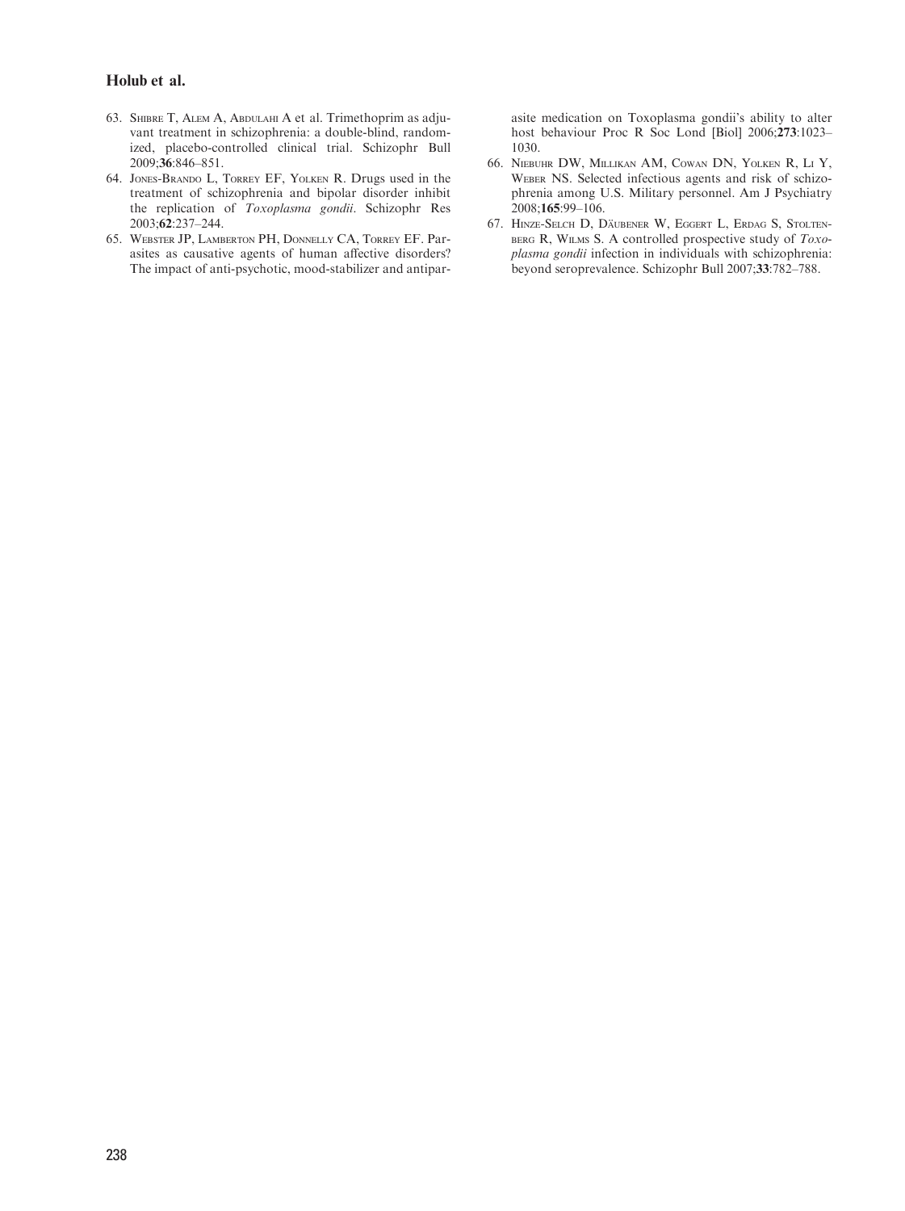63. Shibre T, Alem A, Abdulahi A et al. Trimethoprim as adjuvant treatment in schizophrenia: a double-blind, randomized, placebo-controlled clinical trial. Schizophr Bull 2009;**36**:846–851.
64. Jones-Brando L, Torrey EF, Yolken R. Drugs used in the treatment of schizophrenia and bipolar disorder inhibit the replication of *Toxoplasma gondii*. Schizophr Res 2003;**62**:237–244.
65. Webster JP, Lamberton PH, Donnelly CA, Torrey EF. Parasites as causative agents of human affective disorders? The impact of anti-psychotic, mood-stabilizer and antiparasite medication on Toxoplasma gondii's ability to alter host behaviour Proc R Soc Lond [Biol] 2006;**273**:1023–1030.
66. Niebuhr DW, Millikan AM, Cowan DN, Yolken R, Li Y, Weber NS. Selected infectious agents and risk of schizophrenia among U.S. Military personnel. Am J Psychiatry 2008;**165**:99–106.
67. Hinze-Selch D, Däubener W, Eggert L, Erdag S, Stoltenberg R, Wilms S. A controlled prospective study of *Toxoplasma gondii* infection in individuals with schizophrenia: beyond seroprevalence. Schizophr Bull 2007;**33**:782–788.